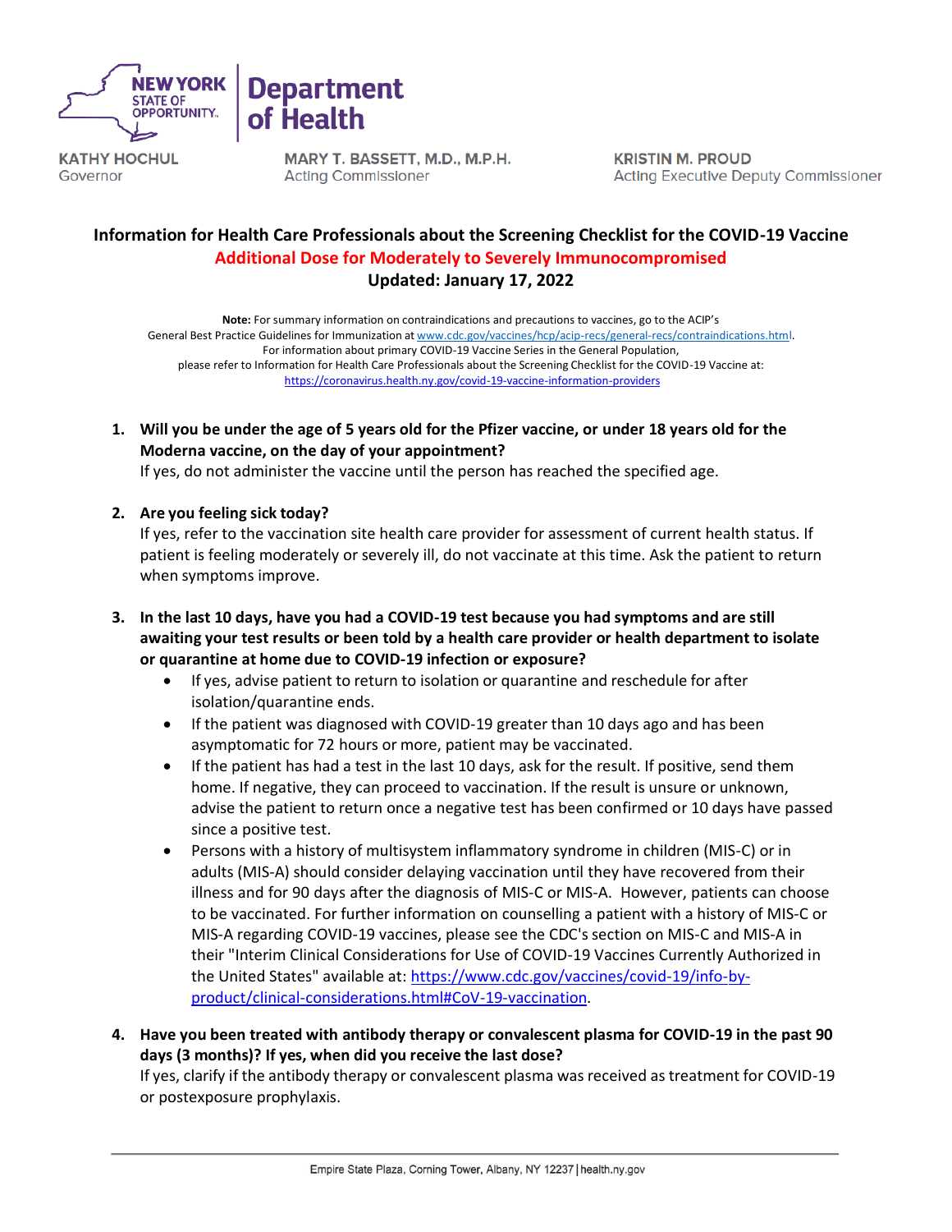NEW YORK STATE OF OPPORTUNITY. | Department of Health

KATHY HOCHUL
Governor

MARY T. BASSETT, M.D., M.P.H.
Acting Commissioner

KRISTIN M. PROUD
Acting Executive Deputy Commissioner

# Information for Health Care Professionals about the Screening Checklist for the COVID-19 Vaccine

## Additional Dose for Moderately to Severely Immunocompromised

**Updated: January 17, 2022**

**Note:** For summary information on contraindications and precautions to vaccines, go to the ACIP's General Best Practice Guidelines for Immunization at www.cdc.gov/vaccines/hcp/acip-recs/general-recs/contraindications.html. For information about primary COVID-19 Vaccine Series in the General Population, please refer to Information for Health Care Professionals about the Screening Checklist for the COVID-19 Vaccine at: https://coronavirus.health.ny.gov/covid-19-vaccine-information-providers

1. **Will you be under the age of 5 years old for the Pfizer vaccine, or under 18 years old for the Moderna vaccine, on the day of your appointment?**
   If yes, do not administer the vaccine until the person has reached the specified age.

2. **Are you feeling sick today?**
   If yes, refer to the vaccination site health care provider for assessment of current health status. If patient is feeling moderately or severely ill, do not vaccinate at this time. Ask the patient to return when symptoms improve.

3. **In the last 10 days, have you had a COVID-19 test because you had symptoms and are still awaiting your test results or been told by a health care provider or health department to isolate or quarantine at home due to COVID-19 infection or exposure?**
   - If yes, advise patient to return to isolation or quarantine and reschedule for after isolation/quarantine ends.
   - If the patient was diagnosed with COVID-19 greater than 10 days ago and has been asymptomatic for 72 hours or more, patient may be vaccinated.
   - If the patient has had a test in the last 10 days, ask for the result. If positive, send them home. If negative, they can proceed to vaccination. If the result is unsure or unknown, advise the patient to return once a negative test has been confirmed or 10 days have passed since a positive test.
   - Persons with a history of multisystem inflammatory syndrome in children (MIS-C) or in adults (MIS-A) should consider delaying vaccination until they have recovered from their illness and for 90 days after the diagnosis of MIS-C or MIS-A. However, patients can choose to be vaccinated. For further information on counselling a patient with a history of MIS-C or MIS-A regarding COVID-19 vaccines, please see the CDC's section on MIS-C and MIS-A in their "Interim Clinical Considerations for Use of COVID-19 Vaccines Currently Authorized in the United States" available at: https://www.cdc.gov/vaccines/covid-19/info-by-product/clinical-considerations.html#CoV-19-vaccination.

4. **Have you been treated with antibody therapy or convalescent plasma for COVID-19 in the past 90 days (3 months)? If yes, when did you receive the last dose?**
   If yes, clarify if the antibody therapy or convalescent plasma was received as treatment for COVID-19 or postexposure prophylaxis.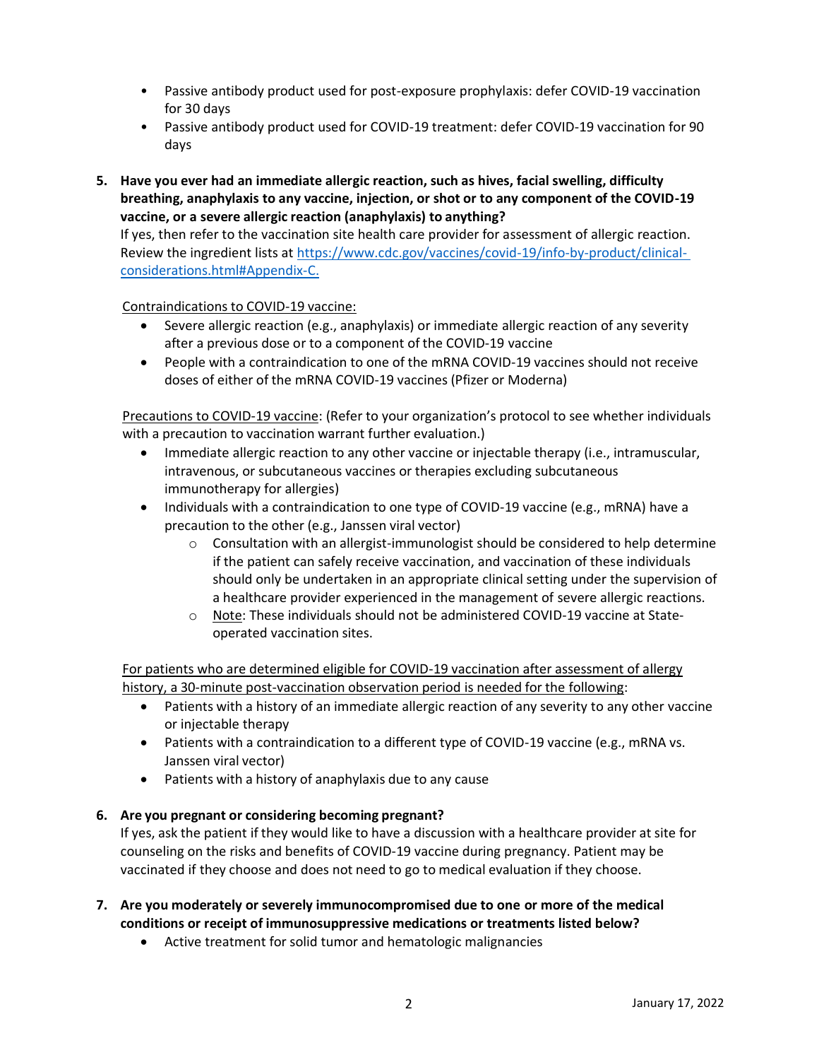- Passive antibody product used for post-exposure prophylaxis: defer COVID-19 vaccination for 30 days
- Passive antibody product used for COVID-19 treatment: defer COVID-19 vaccination for 90 days

5. **Have you ever had an immediate allergic reaction, such as hives, facial swelling, difficulty breathing, anaphylaxis to any vaccine, injection, or shot or to any component of the COVID-19 vaccine, or a severe allergic reaction (anaphylaxis) to anything?**
   If yes, then refer to the vaccination site health care provider for assessment of allergic reaction. Review the ingredient lists at [https://www.cdc.gov/vaccines/covid-19/info-by-product/clinical-considerations.html#Appendix-C.](https://www.cdc.gov/vaccines/covid-19/info-by-product/clinical-considerations.html#Appendix-C)

   Contraindications to COVID-19 vaccine:
   - Severe allergic reaction (e.g., anaphylaxis) or immediate allergic reaction of any severity after a previous dose or to a component of the COVID-19 vaccine
   - People with a contraindication to one of the mRNA COVID-19 vaccines should not receive doses of either of the mRNA COVID-19 vaccines (Pfizer or Moderna)

   Precautions to COVID-19 vaccine: (Refer to your organization's protocol to see whether individuals with a precaution to vaccination warrant further evaluation.)
   - Immediate allergic reaction to any other vaccine or injectable therapy (i.e., intramuscular, intravenous, or subcutaneous vaccines or therapies excluding subcutaneous immunotherapy for allergies)
   - Individuals with a contraindication to one type of COVID-19 vaccine (e.g., mRNA) have a precaution to the other (e.g., Janssen viral vector)
     - Consultation with an allergist-immunologist should be considered to help determine if the patient can safely receive vaccination, and vaccination of these individuals should only be undertaken in an appropriate clinical setting under the supervision of a healthcare provider experienced in the management of severe allergic reactions.
     - Note: These individuals should not be administered COVID-19 vaccine at State-operated vaccination sites.

   For patients who are determined eligible for COVID-19 vaccination after assessment of allergy history, a 30-minute post-vaccination observation period is needed for the following:
   - Patients with a history of an immediate allergic reaction of any severity to any other vaccine or injectable therapy
   - Patients with a contraindication to a different type of COVID-19 vaccine (e.g., mRNA vs. Janssen viral vector)
   - Patients with a history of anaphylaxis due to any cause

6. **Are you pregnant or considering becoming pregnant?**
   If yes, ask the patient if they would like to have a discussion with a healthcare provider at site for counseling on the risks and benefits of COVID-19 vaccine during pregnancy. Patient may be vaccinated if they choose and does not need to go to medical evaluation if they choose.

7. **Are you moderately or severely immunocompromised due to one or more of the medical conditions or receipt of immunosuppressive medications or treatments listed below?**
   - Active treatment for solid tumor and hematologic malignancies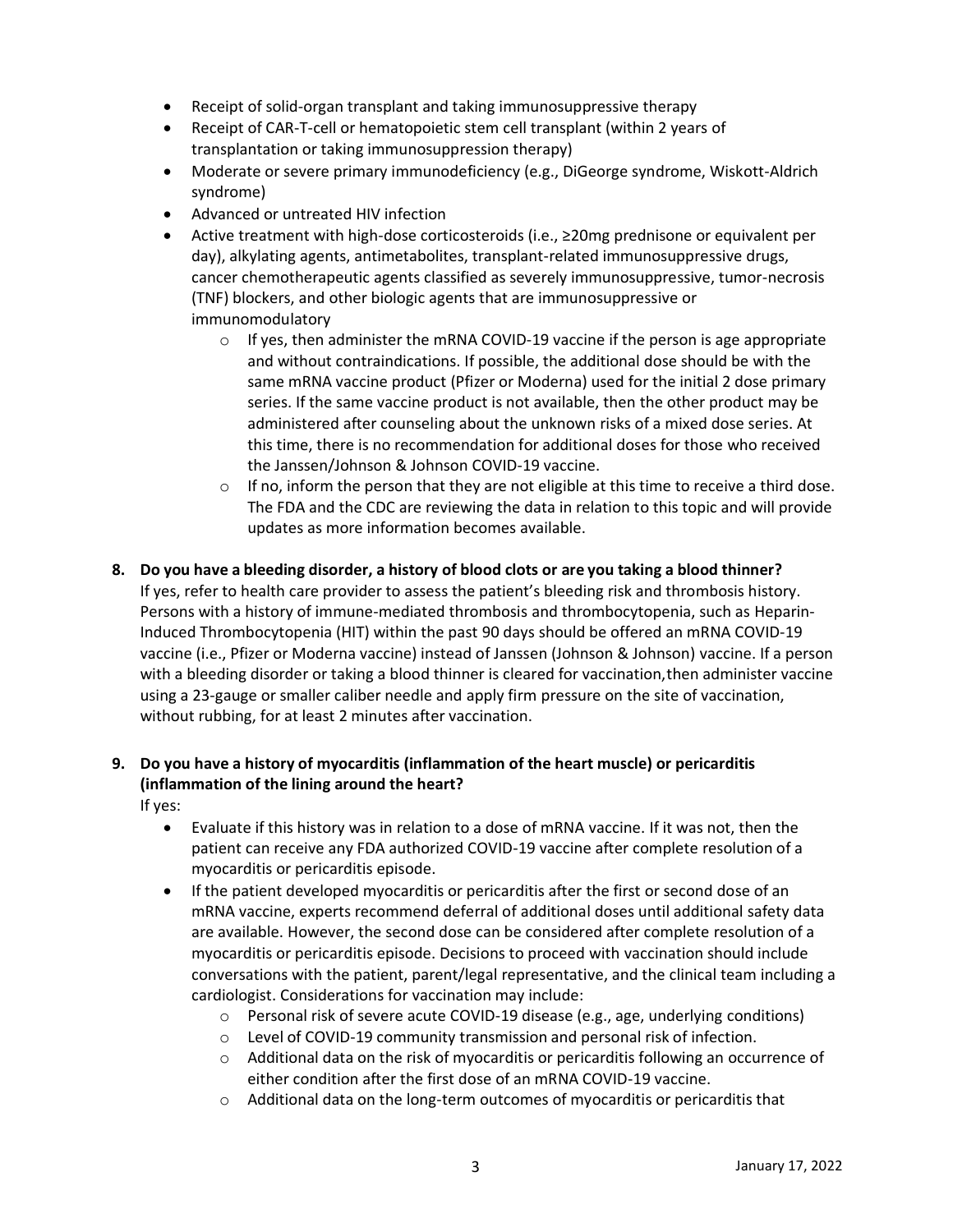- Receipt of solid-organ transplant and taking immunosuppressive therapy
- Receipt of CAR-T-cell or hematopoietic stem cell transplant (within 2 years of transplantation or taking immunosuppression therapy)
- Moderate or severe primary immunodeficiency (e.g., DiGeorge syndrome, Wiskott-Aldrich syndrome)
- Advanced or untreated HIV infection
- Active treatment with high-dose corticosteroids (i.e., ≥20mg prednisone or equivalent per day), alkylating agents, antimetabolites, transplant-related immunosuppressive drugs, cancer chemotherapeutic agents classified as severely immunosuppressive, tumor-necrosis (TNF) blockers, and other biologic agents that are immunosuppressive or immunomodulatory
    - If yes, then administer the mRNA COVID-19 vaccine if the person is age appropriate and without contraindications. If possible, the additional dose should be with the same mRNA vaccine product (Pfizer or Moderna) used for the initial 2 dose primary series. If the same vaccine product is not available, then the other product may be administered after counseling about the unknown risks of a mixed dose series. At this time, there is no recommendation for additional doses for those who received the Janssen/Johnson & Johnson COVID-19 vaccine.
    - If no, inform the person that they are not eligible at this time to receive a third dose. The FDA and the CDC are reviewing the data in relation to this topic and will provide updates as more information becomes available.

**8. Do you have a bleeding disorder, a history of blood clots or are you taking a blood thinner?**

If yes, refer to health care provider to assess the patient's bleeding risk and thrombosis history. Persons with a history of immune-mediated thrombosis and thrombocytopenia, such as Heparin-Induced Thrombocytopenia (HIT) within the past 90 days should be offered an mRNA COVID-19 vaccine (i.e., Pfizer or Moderna vaccine) instead of Janssen (Johnson & Johnson) vaccine. If a person with a bleeding disorder or taking a blood thinner is cleared for vaccination,then administer vaccine using a 23-gauge or smaller caliber needle and apply firm pressure on the site of vaccination, without rubbing, for at least 2 minutes after vaccination.

**9. Do you have a history of myocarditis (inflammation of the heart muscle) or pericarditis (inflammation of the lining around the heart?**

If yes:

- Evaluate if this history was in relation to a dose of mRNA vaccine. If it was not, then the patient can receive any FDA authorized COVID-19 vaccine after complete resolution of a myocarditis or pericarditis episode.
- If the patient developed myocarditis or pericarditis after the first or second dose of an mRNA vaccine, experts recommend deferral of additional doses until additional safety data are available. However, the second dose can be considered after complete resolution of a myocarditis or pericarditis episode. Decisions to proceed with vaccination should include conversations with the patient, parent/legal representative, and the clinical team including a cardiologist. Considerations for vaccination may include:
    - Personal risk of severe acute COVID-19 disease (e.g., age, underlying conditions)
    - Level of COVID-19 community transmission and personal risk of infection.
    - Additional data on the risk of myocarditis or pericarditis following an occurrence of either condition after the first dose of an mRNA COVID-19 vaccine.
    - Additional data on the long-term outcomes of myocarditis or pericarditis that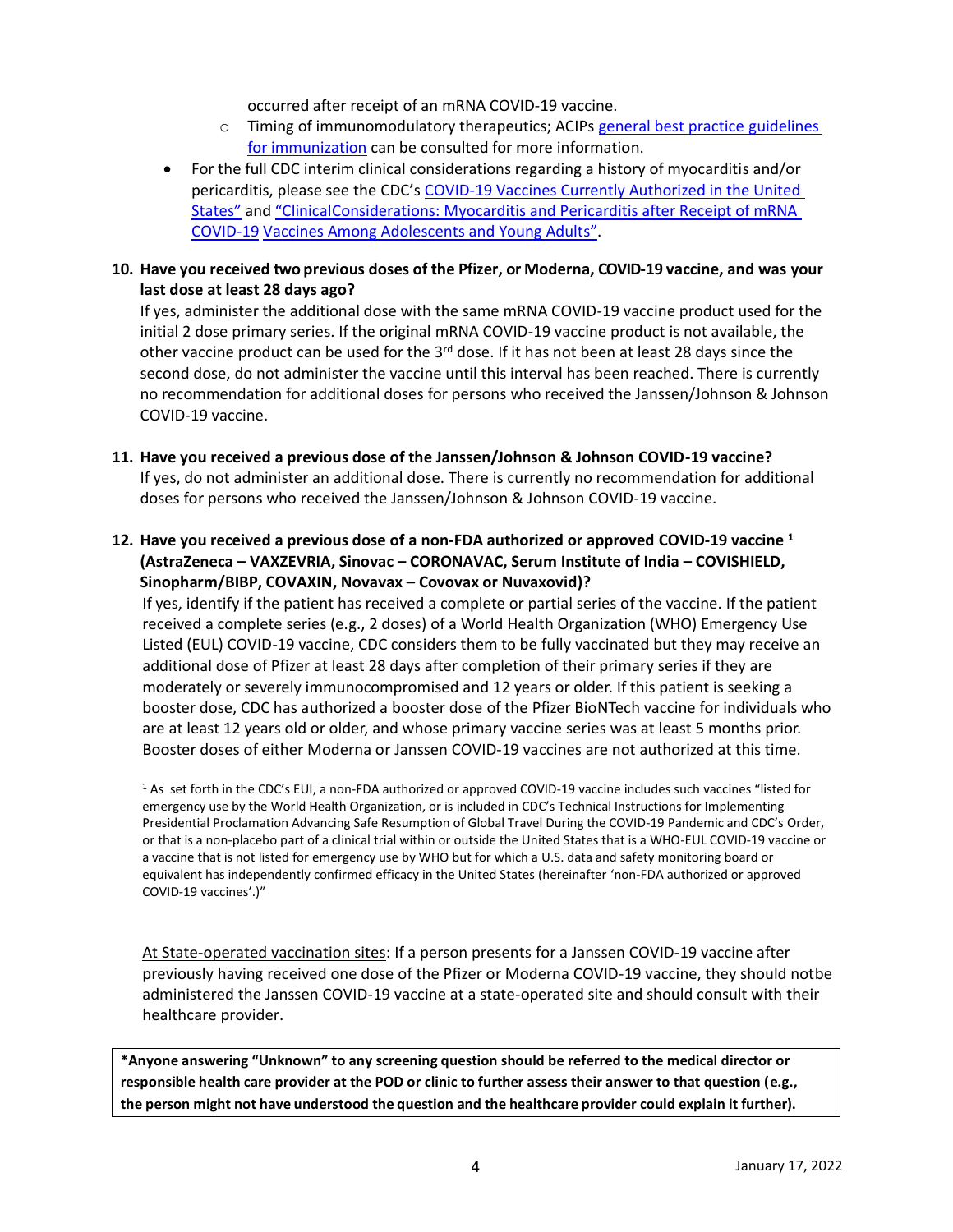occurred after receipt of an mRNA COVID-19 vaccine.

  - Timing of immunomodulatory therapeutics; ACIPs general best practice guidelines for immunization can be consulted for more information.

- For the full CDC interim clinical considerations regarding a history of myocarditis and/or pericarditis, please see the CDC's COVID-19 Vaccines Currently Authorized in the United States" and "ClinicalConsiderations: Myocarditis and Pericarditis after Receipt of mRNA COVID-19 Vaccines Among Adolescents and Young Adults".

**10. Have you received two previous doses of the Pfizer, or Moderna, COVID-19 vaccine, and was your last dose at least 28 days ago?**

If yes, administer the additional dose with the same mRNA COVID-19 vaccine product used for the initial 2 dose primary series. If the original mRNA COVID-19 vaccine product is not available, the other vaccine product can be used for the 3rd dose. If it has not been at least 28 days since the second dose, do not administer the vaccine until this interval has been reached. There is currently no recommendation for additional doses for persons who received the Janssen/Johnson & Johnson COVID-19 vaccine.

**11. Have you received a previous dose of the Janssen/Johnson & Johnson COVID-19 vaccine?**

If yes, do not administer an additional dose. There is currently no recommendation for additional doses for persons who received the Janssen/Johnson & Johnson COVID-19 vaccine.

**12. Have you received a previous dose of a non-FDA authorized or approved COVID-19 vaccine [1] (AstraZeneca – VAXZEVRIA, Sinovac – CORONAVAC, Serum Institute of India – COVISHIELD, Sinopharm/BIBP, COVAXIN, Novavax – Covovax or Nuvaxovid)?**

If yes, identify if the patient has received a complete or partial series of the vaccine. If the patient received a complete series (e.g., 2 doses) of a World Health Organization (WHO) Emergency Use Listed (EUL) COVID-19 vaccine, CDC considers them to be fully vaccinated but they may receive an additional dose of Pfizer at least 28 days after completion of their primary series if they are moderately or severely immunocompromised and 12 years or older. If this patient is seeking a booster dose, CDC has authorized a booster dose of the Pfizer BioNTech vaccine for individuals who are at least 12 years old or older, and whose primary vaccine series was at least 5 months prior. Booster doses of either Moderna or Janssen COVID-19 vaccines are not authorized at this time.

[1] As set forth in the CDC's EUI, a non-FDA authorized or approved COVID-19 vaccine includes such vaccines "listed for emergency use by the World Health Organization, or is included in CDC's Technical Instructions for Implementing Presidential Proclamation Advancing Safe Resumption of Global Travel During the COVID-19 Pandemic and CDC's Order, or that is a non-placebo part of a clinical trial within or outside the United States that is a WHO-EUL COVID-19 vaccine or a vaccine that is not listed for emergency use by WHO but for which a U.S. data and safety monitoring board or equivalent has independently confirmed efficacy in the United States (hereinafter 'non-FDA authorized or approved COVID-19 vaccines'.)"

At State-operated vaccination sites: If a person presents for a Janssen COVID-19 vaccine after previously having received one dose of the Pfizer or Moderna COVID-19 vaccine, they should notbe administered the Janssen COVID-19 vaccine at a state-operated site and should consult with their healthcare provider.

**\*Anyone answering "Unknown" to any screening question should be referred to the medical director or responsible health care provider at the POD or clinic to further assess their answer to that question (e.g., the person might not have understood the question and the healthcare provider could explain it further).**

January 17, 2022